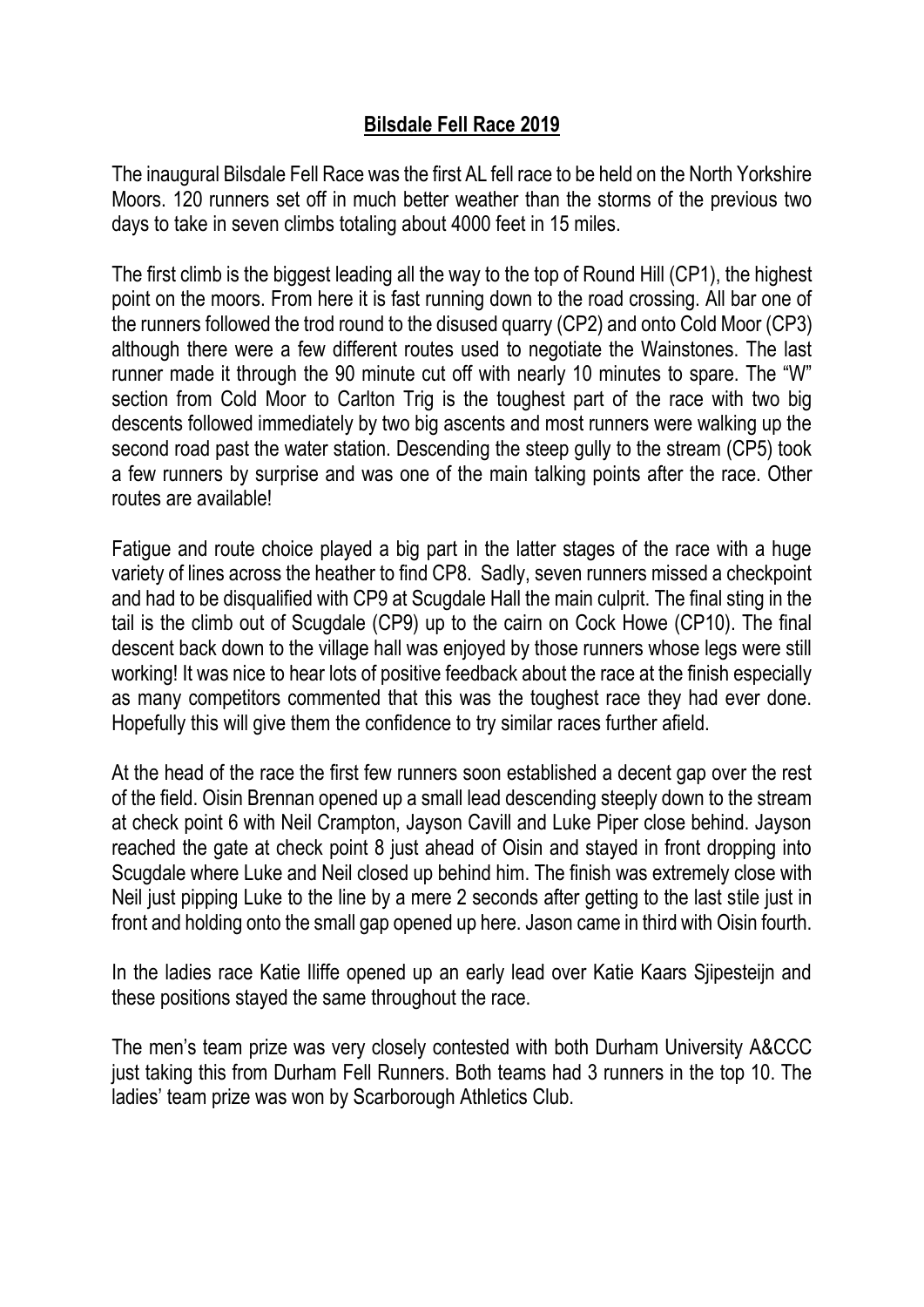# **Bilsdale Fell Race 2019**

The inaugural Bilsdale Fell Race was the first AL fell race to be held on the North Yorkshire Moors. 120 runners set off in much better weather than the storms of the previous two days to take in seven climbs totaling about 4000 feet in 15 miles.

The first climb is the biggest leading all the way to the top of Round Hill (CP1), the highest point on the moors. From here it is fast running down to the road crossing. All bar one of the runners followed the trod round to the disused quarry (CP2) and onto Cold Moor (CP3) although there were a few different routes used to negotiate the Wainstones. The last runner made it through the 90 minute cut off with nearly 10 minutes to spare. The "W" section from Cold Moor to Carlton Trig is the toughest part of the race with two big descents followed immediately by two big ascents and most runners were walking up the second road past the water station. Descending the steep gully to the stream (CP5) took a few runners by surprise and was one of the main talking points after the race. Other routes are available!

Fatigue and route choice played a big part in the latter stages of the race with a huge variety of lines across the heather to find CP8. Sadly, seven runners missed a checkpoint and had to be disqualified with CP9 at Scugdale Hall the main culprit. The final sting in the tail is the climb out of Scugdale (CP9) up to the cairn on Cock Howe (CP10). The final descent back down to the village hall was enjoyed by those runners whose legs were still working! It was nice to hear lots of positive feedback about the race at the finish especially as many competitors commented that this was the toughest race they had ever done. Hopefully this will give them the confidence to try similar races further afield.

At the head of the race the first few runners soon established a decent gap over the rest of the field. Oisin Brennan opened up a small lead descending steeply down to the stream at check point 6 with Neil Crampton, Jayson Cavill and Luke Piper close behind. Jayson reached the gate at check point 8 just ahead of Oisin and stayed in front dropping into Scugdale where Luke and Neil closed up behind him. The finish was extremely close with Neil just pipping Luke to the line by a mere 2 seconds after getting to the last stile just in front and holding onto the small gap opened up here. Jason came in third with Oisin fourth.

In the ladies race Katie Iliffe opened up an early lead over Katie Kaars Sjipesteijn and these positions stayed the same throughout the race.

The men's team prize was very closely contested with both Durham University A&CCC just taking this from Durham Fell Runners. Both teams had 3 runners in the top 10. The ladies' team prize was won by Scarborough Athletics Club.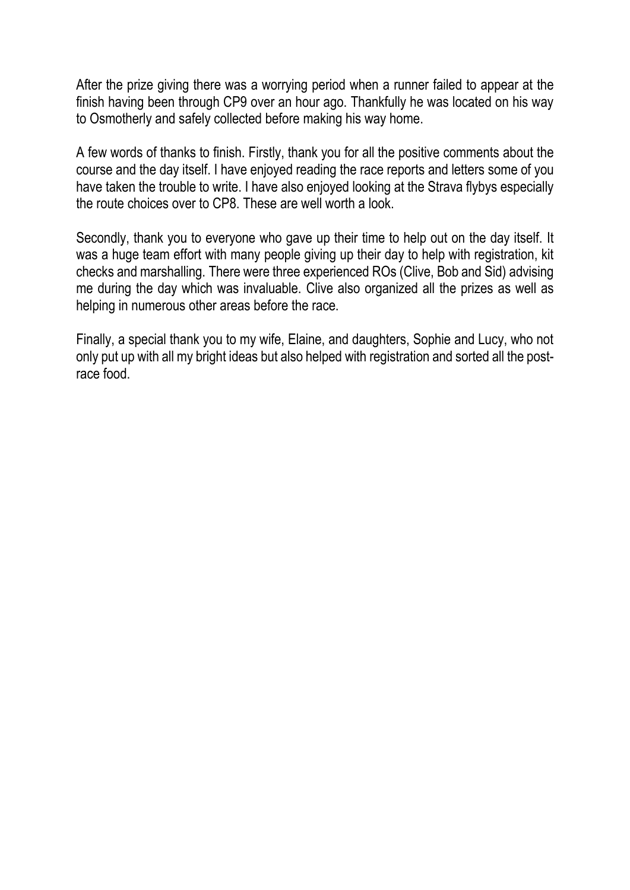After the prize giving there was a worrying period when a runner failed to appear at the finish having been through CP9 over an hour ago. Thankfully he was located on his way to Osmotherly and safely collected before making his way home.

A few words of thanks to finish. Firstly, thank you for all the positive comments about the course and the day itself. I have enjoyed reading the race reports and letters some of you have taken the trouble to write. I have also enjoyed looking at the Strava flybys especially the route choices over to CP8. These are well worth a look.

Secondly, thank you to everyone who gave up their time to help out on the day itself. It was a huge team effort with many people giving up their day to help with registration, kit checks and marshalling. There were three experienced ROs (Clive, Bob and Sid) advising me during the day which was invaluable. Clive also organized all the prizes as well as helping in numerous other areas before the race.

Finally, a special thank you to my wife, Elaine, and daughters, Sophie and Lucy, who not only put up with all my bright ideas but also helped with registration and sorted all the post-race food.